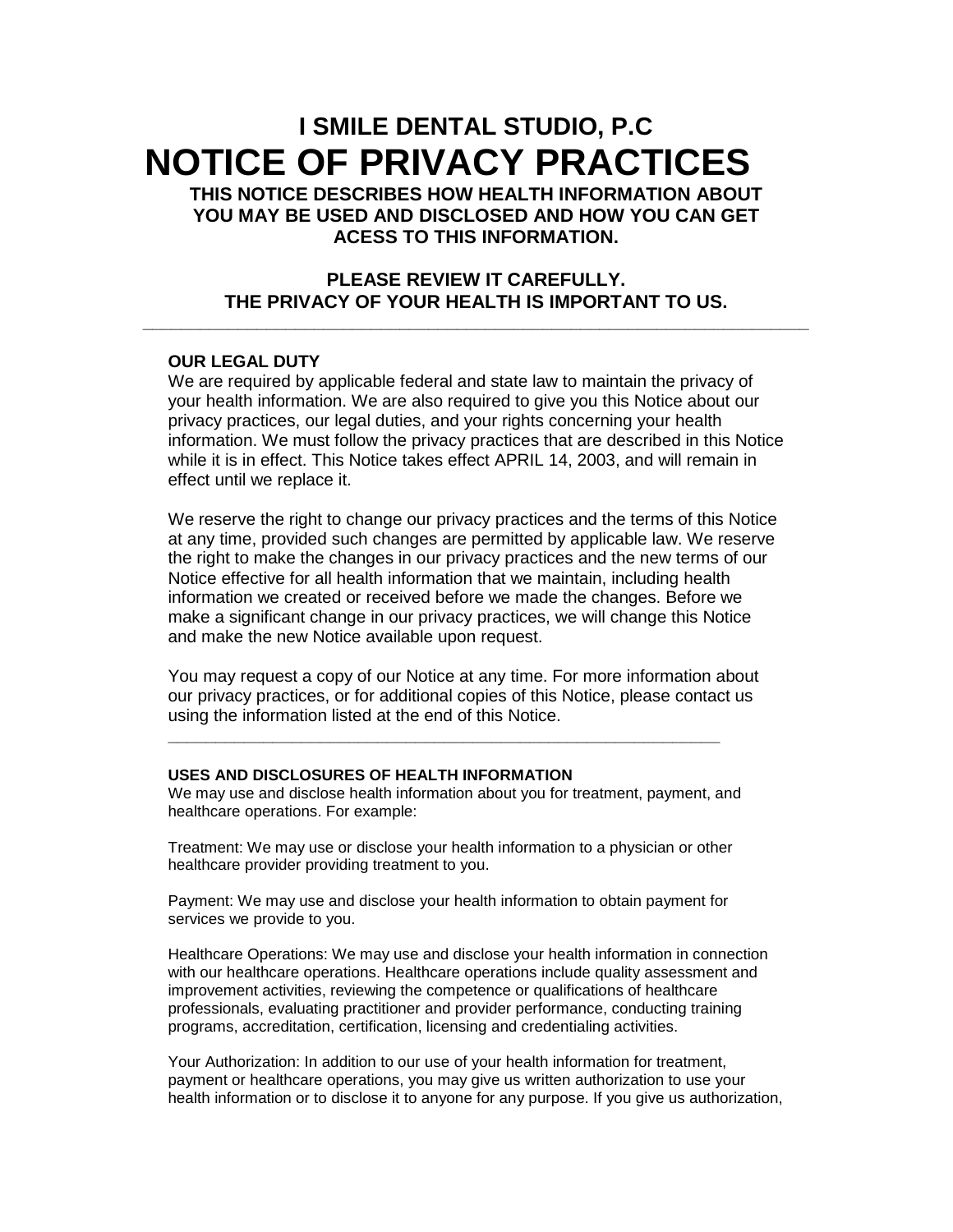# I SMILE DENTAL STUDIO, P.C

# NOTICE OF PRIVACY PRACTICES

**THIS NOTICE DESCRIBES HOW HEALTH INFORMATION ABOUT YOU MAY BE USED AND DISCLOSED AND HOW YOU CAN GET ACESS TO THIS INFORMATION.**

**PLEASE REVIEW IT CAREFULLY.**
**THE PRIVACY OF YOUR HEALTH IS IMPORTANT TO US.**

---

## OUR LEGAL DUTY

We are required by applicable federal and state law to maintain the privacy of your health information. We are also required to give you this Notice about our privacy practices, our legal duties, and your rights concerning your health information. We must follow the privacy practices that are described in this Notice while it is in effect. This Notice takes effect APRIL 14, 2003, and will remain in effect until we replace it.

We reserve the right to change our privacy practices and the terms of this Notice at any time, provided such changes are permitted by applicable law. We reserve the right to make the changes in our privacy practices and the new terms of our Notice effective for all health information that we maintain, including health information we created or received before we made the changes. Before we make a significant change in our privacy practices, we will change this Notice and make the new Notice available upon request.

You may request a copy of our Notice at any time. For more information about our privacy practices, or for additional copies of this Notice, please contact us using the information listed at the end of this Notice.

---

## USES AND DISCLOSURES OF HEALTH INFORMATION

We may use and disclose health information about you for treatment, payment, and healthcare operations. For example:

Treatment: We may use or disclose your health information to a physician or other healthcare provider providing treatment to you.

Payment: We may use and disclose your health information to obtain payment for services we provide to you.

Healthcare Operations: We may use and disclose your health information in connection with our healthcare operations. Healthcare operations include quality assessment and improvement activities, reviewing the competence or qualifications of healthcare professionals, evaluating practitioner and provider performance, conducting training programs, accreditation, certification, licensing and credentialing activities.

Your Authorization: In addition to our use of your health information for treatment, payment or healthcare operations, you may give us written authorization to use your health information or to disclose it to anyone for any purpose. If you give us authorization,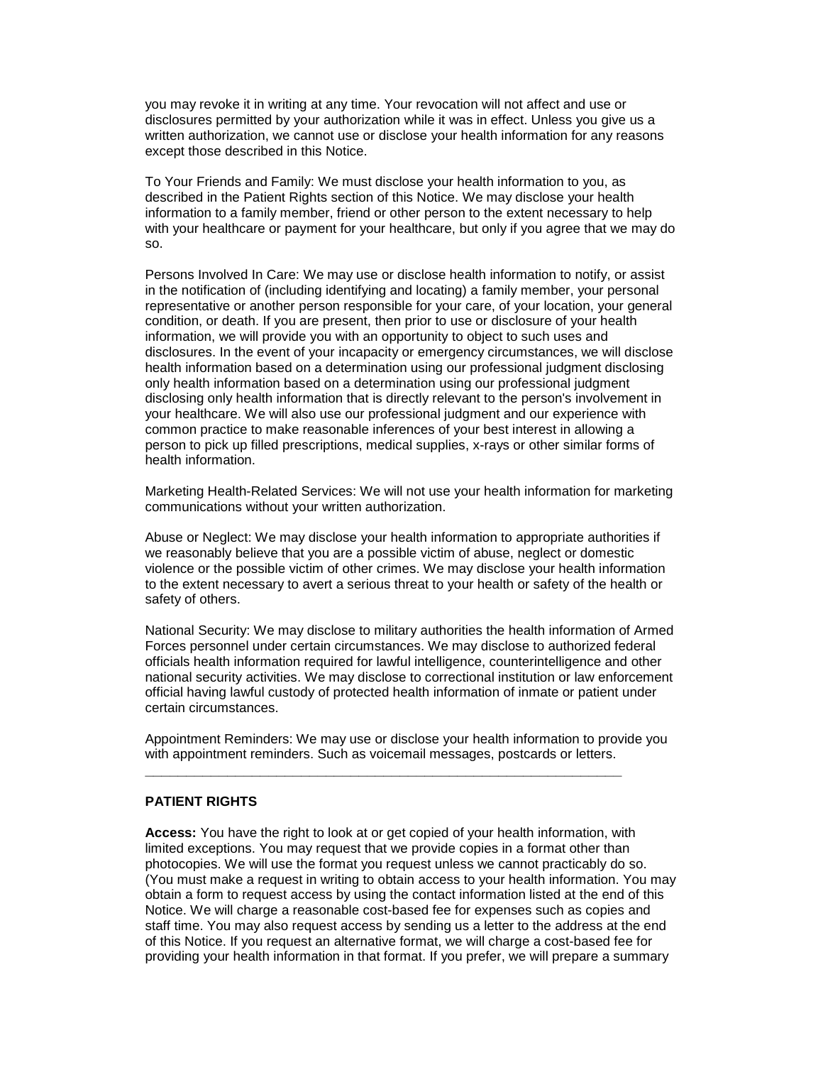you may revoke it in writing at any time. Your revocation will not affect and use or disclosures permitted by your authorization while it was in effect. Unless you give us a written authorization, we cannot use or disclose your health information for any reasons except those described in this Notice.

To Your Friends and Family: We must disclose your health information to you, as described in the Patient Rights section of this Notice. We may disclose your health information to a family member, friend or other person to the extent necessary to help with your healthcare or payment for your healthcare, but only if you agree that we may do so.

Persons Involved In Care: We may use or disclose health information to notify, or assist in the notification of (including identifying and locating) a family member, your personal representative or another person responsible for your care, of your location, your general condition, or death. If you are present, then prior to use or disclosure of your health information, we will provide you with an opportunity to object to such uses and disclosures. In the event of your incapacity or emergency circumstances, we will disclose health information based on a determination using our professional judgment disclosing only health information based on a determination using our professional judgment disclosing only health information that is directly relevant to the person's involvement in your healthcare. We will also use our professional judgment and our experience with common practice to make reasonable inferences of your best interest in allowing a person to pick up filled prescriptions, medical supplies, x-rays or other similar forms of health information.

Marketing Health-Related Services: We will not use your health information for marketing communications without your written authorization.

Abuse or Neglect: We may disclose your health information to appropriate authorities if we reasonably believe that you are a possible victim of abuse, neglect or domestic violence or the possible victim of other crimes. We may disclose your health information to the extent necessary to avert a serious threat to your health or safety of the health or safety of others.

National Security: We may disclose to military authorities the health information of Armed Forces personnel under certain circumstances. We may disclose to authorized federal officials health information required for lawful intelligence, counterintelligence and other national security activities. We may disclose to correctional institution or law enforcement official having lawful custody of protected health information of inmate or patient under certain circumstances.

Appointment Reminders: We may use or disclose your health information to provide you with appointment reminders. Such as voicemail messages, postcards or letters.

---

**PATIENT RIGHTS**

**Access:** You have the right to look at or get copied of your health information, with limited exceptions. You may request that we provide copies in a format other than photocopies. We will use the format you request unless we cannot practicably do so. (You must make a request in writing to obtain access to your health information. You may obtain a form to request access by using the contact information listed at the end of this Notice. We will charge a reasonable cost-based fee for expenses such as copies and staff time. You may also request access by sending us a letter to the address at the end of this Notice. If you request an alternative format, we will charge a cost-based fee for providing your health information in that format. If you prefer, we will prepare a summary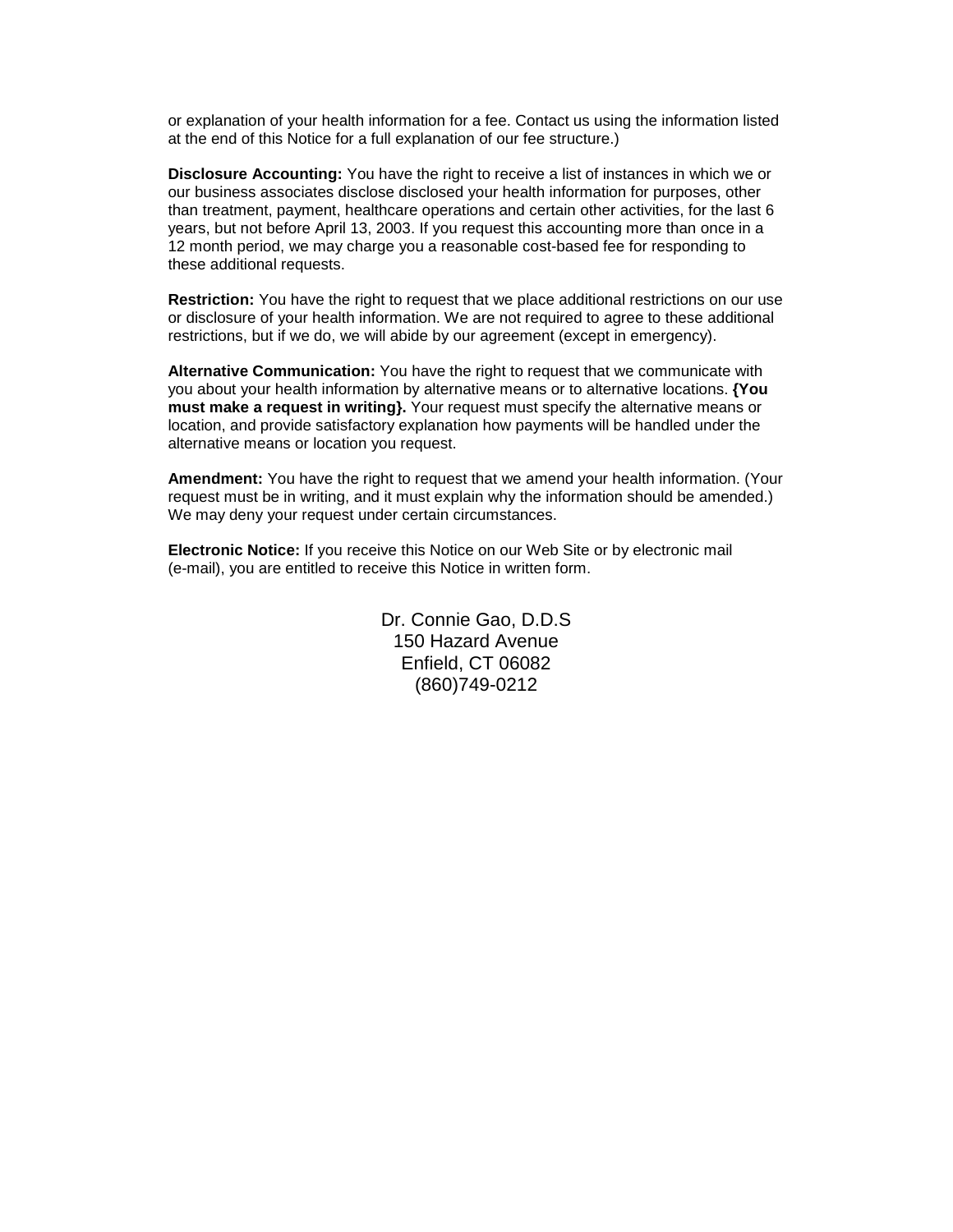or explanation of your health information for a fee. Contact us using the information listed at the end of this Notice for a full explanation of our fee structure.)

**Disclosure Accounting:** You have the right to receive a list of instances in which we or our business associates disclose disclosed your health information for purposes, other than treatment, payment, healthcare operations and certain other activities, for the last 6 years, but not before April 13, 2003. If you request this accounting more than once in a 12 month period, we may charge you a reasonable cost-based fee for responding to these additional requests.

**Restriction:** You have the right to request that we place additional restrictions on our use or disclosure of your health information. We are not required to agree to these additional restrictions, but if we do, we will abide by our agreement (except in emergency).

**Alternative Communication:** You have the right to request that we communicate with you about your health information by alternative means or to alternative locations. **{You must make a request in writing}.** Your request must specify the alternative means or location, and provide satisfactory explanation how payments will be handled under the alternative means or location you request.

**Amendment:** You have the right to request that we amend your health information. (Your request must be in writing, and it must explain why the information should be amended.) We may deny your request under certain circumstances.

**Electronic Notice:** If you receive this Notice on our Web Site or by electronic mail (e-mail), you are entitled to receive this Notice in written form.

Dr. Connie Gao, D.D.S
150 Hazard Avenue
Enfield, CT 06082
(860)749-0212